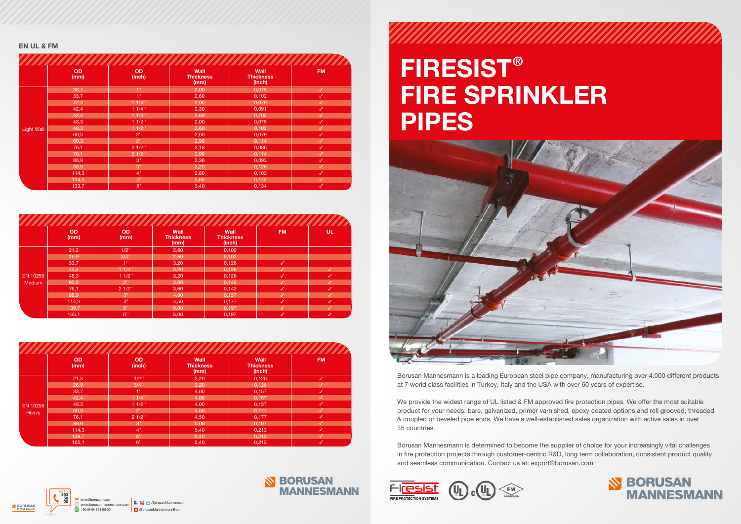## EN UL & FM

| | OD (mm) | OD (inch) | Wall Thickness (mm) | Wall Thickness (inch) | FM |
|---|---|---|---|---|---|
| Light Wall | 33,7 | 1" | 2,00 | 0,079 | ✓ |
| | 33,7 | 1" | 2,60 | 0,102 | ✓ |
| | 42,4 | 1 1/4" | 2,00 | 0,079 | ✓ |
| | 42,4 | 1 1/4" | 2,30 | 0,091 | ✓ |
| | 42,4 | 1 1/4" | 2,60 | 0,102 | ✓ |
| | 48,3 | 1 1/2" | 2,00 | 0,079 | ✓ |
| | 48,3 | 1 1/2" | 2,60 | 0,102 | ✓ |
| | 60,3 | 2" | 2,00 | 0,079 | ✓ |
| | 60,3 | 2" | 2,90 | 0,114 | ✓ |
| | 76,1 | 2 1/2" | 2,18 | 0,086 | ✓ |
| | 76,1 | 2 1/2" | 2,90 | 0,114 | ✓ |
| | 88,9 | 3" | 2,36 | 0,093 | ✓ |
| | 88,9 | 3" | 3,20 | 0,126 | ✓ |
| | 114,3 | 4" | 2,60 | 0,102 | ✓ |
| | 114,3 | 4" | 3,60 | 0,142 | ✓ |
| | 139,7 | 5" | 3,40 | 0,134 | ✓ |

| | OD (mm) | OD (mm) | Wall Thickness (mm) | Wall Thickness (inch) | FM | UL |
|---|---|---|---|---|---|---|
| EN 10255 Medium | 21,3 | 1/2" | 2,60 | 0,102 | | |
| | 26,9 | 3/4" | 2,60 | 0,102 | | |
| | 33,7 | 1" | 3,20 | 0,126 | ✓ | |
| | 42,4 | 1 1/4" | 3,20 | 0,126 | ✓ | ✓ |
| | 48,3 | 1 1/2" | 3,20 | 0,126 | ✓ | ✓ |
| | 60,3 | 2" | 3,60 | 0,142 | ✓ | ✓ |
| | 76,1 | 2 1/2" | 3,60 | 0,142 | ✓ | ✓ |
| | 88,9 | 3" | 4,00 | 0,157 | ✓ | ✓ |
| | 114,3 | 4" | 4,50 | 0,177 | ✓ | ✓ |
| | 139,7 | 5" | 5,00 | 0,197 | ✓ | ✓ |
| | 165,1 | 6" | 5,00 | 0,197 | ✓ | ✓ |

| | OD (mm) | OD (inch) | Wall Thickness (mm) | Wall Thickness (inch) | FM |
|---|---|---|---|---|---|
| EN 10255 Heavy | 21,3 | 1/2" | 3,20 | 0,126 | ✓ |
| | 26,9 | 3/4" | 3,20 | 0,126 | ✓ |
| | 33,7 | 1" | 4,00 | 0,157 | ✓ |
| | 42,4 | 1 1/4" | 4,00 | 0,157 | ✓ |
| | 48,3 | 1 1/2" | 4,00 | 0,157 | ✓ |
| | 60,3 | 2" | 4,50 | 0,177 | ✓ |
| | 76,1 | 2 1/2" | 4,50 | 0,177 | ✓ |
| | 88,9 | 3" | 5,00 | 0,197 | ✓ |
| | 114,3 | 4" | 5,40 | 0,213 | ✓ |
| | 139,7 | 5" | 5,40 | 0,213 | ✓ |
| | 165,1 | 6" | 5,40 | 0,213 | ✓ |

BORUSAN MANNESMANN

+90 212 393 58 00

bmb@borusan.com

www.borusanmannesmann.com

+90 (549) 393 58 00

/BorusanMannesmann

/BorusanMannesmannBoru

BORUSAN COMPANY

# FIRESIST® FIRE SPRINKLER PIPES

Borusan Mannesmann is a leading European steel pipe company, manufacturing over 4.000 different products at 7 world class facilities in Turkey, Italy and the USA with over 60 years of expertise.

We provide the widest range of UL listed & FM approved fire protection pipes. We offer the most suitable product for your needs: bare, galvanized, primer varnished, epoxy coated options and roll grooved, threaded & coupled or beveled pipe ends. We have a well-established sales organization with active sales in over 35 countries.

Borusan Mannesmann is determined to become the supplier of choice for your increasingly vital challenges in fire protection projects through customer-centric R&D, long term collaboration, consistent product quality and seamless communication. Contact us at: export@borusan.com

Firesist FIRE PROTECTION SYSTEMS

FM APPROVED

BORUSAN MANNESMANN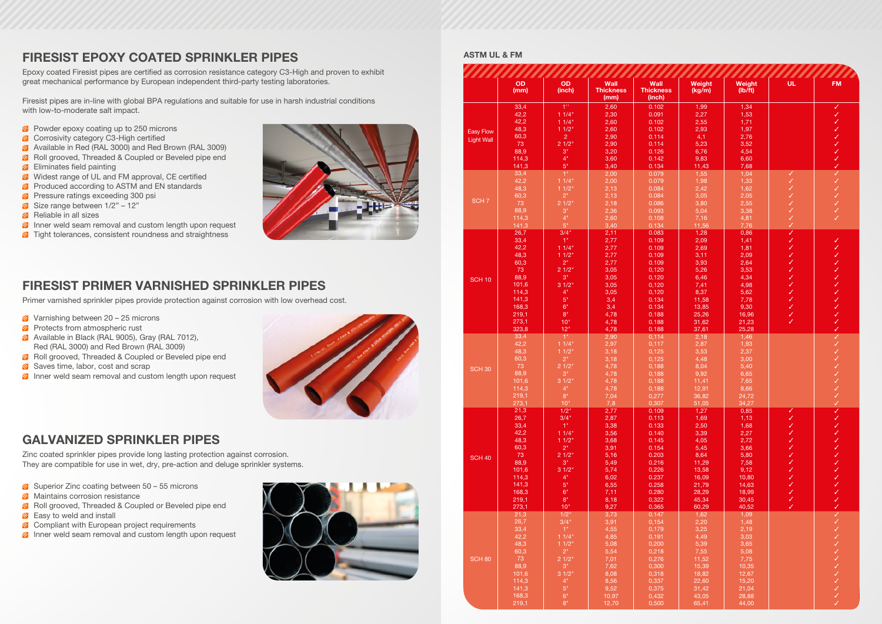## FIRESIST EPOXY COATED SPRINKLER PIPES

Epoxy coated Firesist pipes are certified as corrosion resistance category C3-High and proven to exhibit great mechanical performance by European independent third-party testing laboratories.

Firesist pipes are in-line with global BPA regulations and suitable for use in harsh industrial conditions with low-to-moderate salt impact.

- Powder epoxy coating up to 250 microns
- Corrosivity category C3-High certified
- Available in Red (RAL 3000) and Red Brown (RAL 3009)
- Roll grooved, Threaded & Coupled or Beveled pipe end
- Eliminates field painting
- Widest range of UL and FM approval, CE certified
- Produced according to ASTM and EN standards
- Pressure ratings exceeding 300 psi
- Size range between 1/2" – 12"
- Reliable in all sizes
- Inner weld seam removal and custom length upon request
- Tight tolerances, consistent roundness and straightness

## FIRESIST PRIMER VARNISHED SPRINKLER PIPES

Primer varnished sprinkler pipes provide protection against corrosion with low overhead cost.

- Varnishing between 20 – 25 microns
- Protects from atmospheric rust
- Available in Black (RAL 9005), Gray (RAL 7012), Red (RAL 3000) and Red Brown (RAL 3009)
- Roll grooved, Threaded & Coupled or Beveled pipe end
- Saves time, labor, cost and scrap
- Inner weld seam removal and custom length upon request

## GALVANIZED SPRINKLER PIPES

Zinc coated sprinkler pipes provide long lasting protection against corrosion. They are compatible for use in wet, dry, pre-action and deluge sprinkler systems.

- Superior Zinc coating between 50 – 55 microns
- Maintains corrosion resistance
- Roll grooved, Threaded & Coupled or Beveled pipe end
- Easy to weld and install
- Compliant with European project requirements
- Inner weld seam removal and custom length upon request

### ASTM UL & FM

| | OD (mm) | OD (inch) | Wall Thickness (mm) | Wall Thickness (inch) | Weight (kg/m) | Weight (lb/ft) | UL | FM |
|---|---|---|---|---|---|---|---|---|
| Easy Flow Light Wall | 33,4 | 1" | 2,60 | 0.102 | 1,99 | 1,34 | | ✓ |
| | 42,2 | 1 1/4" | 2,30 | 0.091 | 2,27 | 1,53 | | ✓ |
| | 42,2 | 1 1/4" | 2,60 | 0.102 | 2,55 | 1,71 | | ✓ |
| | 48,3 | 1 1/2" | 2,60 | 0.102 | 2,93 | 1,97 | | ✓ |
| | 60,3 | 2 | 2,90 | 0.114 | 4,1 | 2,76 | | ✓ |
| | 73 | 2 1/2" | 2,90 | 0.114 | 5,23 | 3,52 | | ✓ |
| | 88,9 | 3" | 3,20 | 0.126 | 6,76 | 4,54 | | ✓ |
| | 114,3 | 4" | 3,60 | 0.142 | 9,83 | 6,60 | | ✓ |
| | 141,3 | 5" | 3,40 | 0.134 | 11,43 | 7,68 | | ✓ |
| SCH 7 | 33,4 | 1" | 2,00 | 0.079 | 1,55 | 1,04 | ✓ | ✓ |
| | 42,2 | 1 1/4" | 2,00 | 0.079 | 1,98 | 1,33 | ✓ | ✓ |
| | 48,3 | 1 1/2" | 2,13 | 0.084 | 2,42 | 1,62 | ✓ | ✓ |
| | 60,3 | 2" | 2,13 | 0.084 | 3,05 | 2,05 | ✓ | ✓ |
| | 73 | 2 1/2" | 2,18 | 0.086 | 3,80 | 2,55 | ✓ | ✓ |
| | 88,9 | 3" | 2,36 | 0.093 | 5,04 | 3,38 | ✓ | ✓ |
| | 114,3 | 4" | 2,60 | 0.108 | 7,16 | 4,81 | ✓ | ✓ |
| | 141,3 | 5" | 3,40 | 0.134 | 11,56 | 7,76 | ✓ | |
| SCH 10 | 26,7 | 3/4" | 2,11 | 0.083 | 1,28 | 0,86 | ✓ | |
| | 33,4 | 1" | 2,77 | 0.109 | 2,09 | 1,41 | ✓ | ✓ |
| | 42,2 | 1 1/4" | 2,77 | 0.109 | 2,69 | 1,81 | ✓ | ✓ |
| | 48,3 | 1 1/2" | 2,77 | 0.109 | 3,11 | 2,09 | ✓ | ✓ |
| | 60,3 | 2" | 2,77 | 0.109 | 3,93 | 2,64 | ✓ | ✓ |
| | 73 | 2 1/2" | 3,05 | 0.120 | 5,26 | 3,53 | ✓ | ✓ |
| | 88,9 | 3" | 3,05 | 0.120 | 6,46 | 4,34 | ✓ | ✓ |
| | 101,6 | 3 1/2" | 3,05 | 0.120 | 7,41 | 4,98 | ✓ | ✓ |
| | 114,3 | 4" | 3,05 | 0.120 | 8,37 | 5,62 | ✓ | ✓ |
| | 141,3 | 5" | 3,4 | 0.134 | 11,58 | 7,78 | ✓ | ✓ |
| | 168,3 | 6" | 3,4 | 0.134 | 13,85 | 9,30 | ✓ | ✓ |
| | 219,1 | 8" | 4,78 | 0.188 | 25,26 | 16,96 | ✓ | ✓ |
| | 273,1 | 10" | 4,78 | 0.188 | 31,62 | 21,23 | ✓ | ✓ |
| | 323,8 | 12" | 4,78 | 0.188 | 37,61 | 25,28 | | ✓ |
| SCH 30 | 33,4 | 1" | 2,90 | 0.114 | 2,18 | 1,46 | | ✓ |
| | 42,2 | 1 1/4" | 2,97 | 0.117 | 2,87 | 1,93 | | ✓ |
| | 48,3 | 1 1/2" | 3,18 | 0.125 | 3,53 | 2,37 | | ✓ |
| | 60,3 | 2" | 3,18 | 0.125 | 4,48 | 3,00 | | ✓ |
| | 73 | 2 1/2" | 4,78 | 0.188 | 8,04 | 5,40 | | ✓ |
| | 88,9 | 3" | 4,78 | 0.188 | 9,92 | 6,65 | | ✓ |
| | 101,6 | 3 1/2" | 4,78 | 0.188 | 11,41 | 7,65 | | ✓ |
| | 114,3 | 4" | 4,78 | 0.188 | 12,91 | 8,66 | | ✓ |
| | 219,1 | 8" | 7,04 | 0.277 | 36,82 | 24,72 | | ✓ |
| | 273,1 | 10" | 7,8 | 0.307 | 51,05 | 34,27 | | ✓ |
| SCH 40 | 21,3 | 1/2" | 2,77 | 0.109 | 1,27 | 0,85 | ✓ | ✓ |
| | 26,7 | 3/4" | 2,87 | 0.113 | 1,69 | 1,13 | ✓ | ✓ |
| | 33,4 | 1" | 3,38 | 0.133 | 2,50 | 1,68 | ✓ | ✓ |
| | 42,2 | 1 1/4" | 3,56 | 0.140 | 3,39 | 2,27 | ✓ | ✓ |
| | 48,3 | 1 1/2" | 3,68 | 0.145 | 4,05 | 2,72 | ✓ | ✓ |
| | 60,3 | 2" | 3,91 | 0.154 | 5,45 | 3,66 | ✓ | ✓ |
| | 73 | 2 1/2" | 5,16 | 0.203 | 8,64 | 5,80 | ✓ | ✓ |
| | 88,9 | 3" | 5,49 | 0.216 | 11,29 | 7,58 | ✓ | ✓ |
| | 101,6 | 3 1/2" | 5,74 | 0,226 | 13,58 | 9,12 | ✓ | ✓ |
| | 114,3 | 4" | 6,02 | 0.237 | 16,09 | 10,80 | ✓ | ✓ |
| | 141,3 | 5" | 6,55 | 0.258 | 21,79 | 14,63 | ✓ | ✓ |
| | 168,3 | 6" | 7,11 | 0.280 | 28,29 | 18,99 | ✓ | ✓ |
| | 219,1 | 8" | 8,18 | 0.322 | 45,34 | 30,45 | ✓ | ✓ |
| | 273,1 | 10" | 9,27 | 0.365 | 60,29 | 40,52 | ✓ | ✓ |
| SCH 80 | 21,3 | 1/2" | 3,73 | 0.147 | 1,62 | 1,09 | | ✓ |
| | 26,7 | 3/4" | 3,91 | 0.154 | 2,20 | 1,48 | | ✓ |
| | 33,4 | 1" | 4,55 | 0.179 | 3,25 | 2,19 | | ✓ |
| | 42,2 | 1 1/4" | 4,85 | 0.191 | 4,49 | 3,03 | | ✓ |
| | 48,3 | 1 1/2" | 5,08 | 0.200 | 5,39 | 3,65 | | ✓ |
| | 60,3 | 2" | 5,54 | 0.218 | 7,55 | 5,08 | | ✓ |
| | 73 | 2 1/2" | 7,01 | 0.276 | 11,52 | 7,75 | | ✓ |
| | 88,9 | 3" | 7,62 | 0.300 | 15,39 | 10,35 | | ✓ |
| | 101,6 | 3 1/2" | 8,08 | 0.318 | 18,82 | 12,67 | | ✓ |
| | 114,3 | 4" | 8,56 | 0.337 | 22,60 | 15,20 | | ✓ |
| | 141,3 | 5" | 9,52 | 0.375 | 31,42 | 21,04 | | ✓ |
| | 168,3 | 6" | 10,97 | 0.432 | 43,05 | 28,88 | | ✓ |
| | 219,1 | 8" | 12,70 | 0.500 | 65,41 | 44,00 | | ✓ |